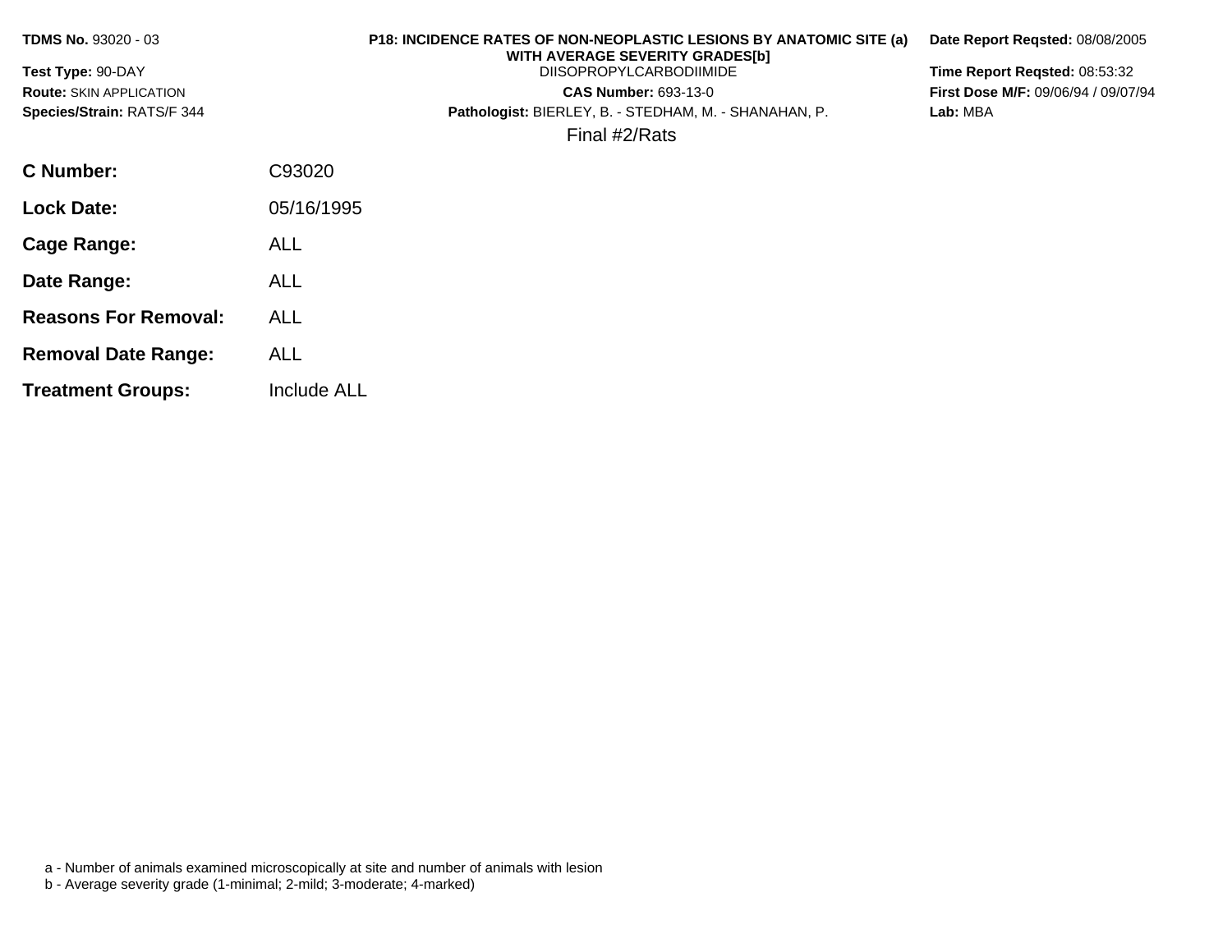**TDMS No.** 93020 - 03

**Test Type:** 90-DAY

**Route:** SKIN APPLICATION

**Species/Strain:** RATS/F 344

**P18: INCIDENCE RATES OF NON-NEOPLASTIC LESIONS BY ANATOMIC SITE (a) WITH AVERAGE SEVERITY GRADES[b]**

DIISOPROPYLCARBODIIMIDE

**CAS Number:** 693-13-0

**Pathologist:** BIERLEY, B. - STEDHAM, M. - SHANAHAN, P.

Final #2/Rats

**Date Report Reqsted:** 08/08/2005

**Time Report Reqsted:** 08:53:32

**First Dose M/F:** 09/06/94 / 09/07/94

**Lab:** MBA

| | |
|---|---|
| **C Number:** | C93020 |
| **Lock Date:** | 05/16/1995 |
| **Cage Range:** | ALL |
| **Date Range:** | ALL |
| **Reasons For Removal:** | ALL |
| **Removal Date Range:** | ALL |
| **Treatment Groups:** | Include ALL |

a - Number of animals examined microscopically at site and number of animals with lesion

b - Average severity grade (1-minimal; 2-mild; 3-moderate; 4-marked)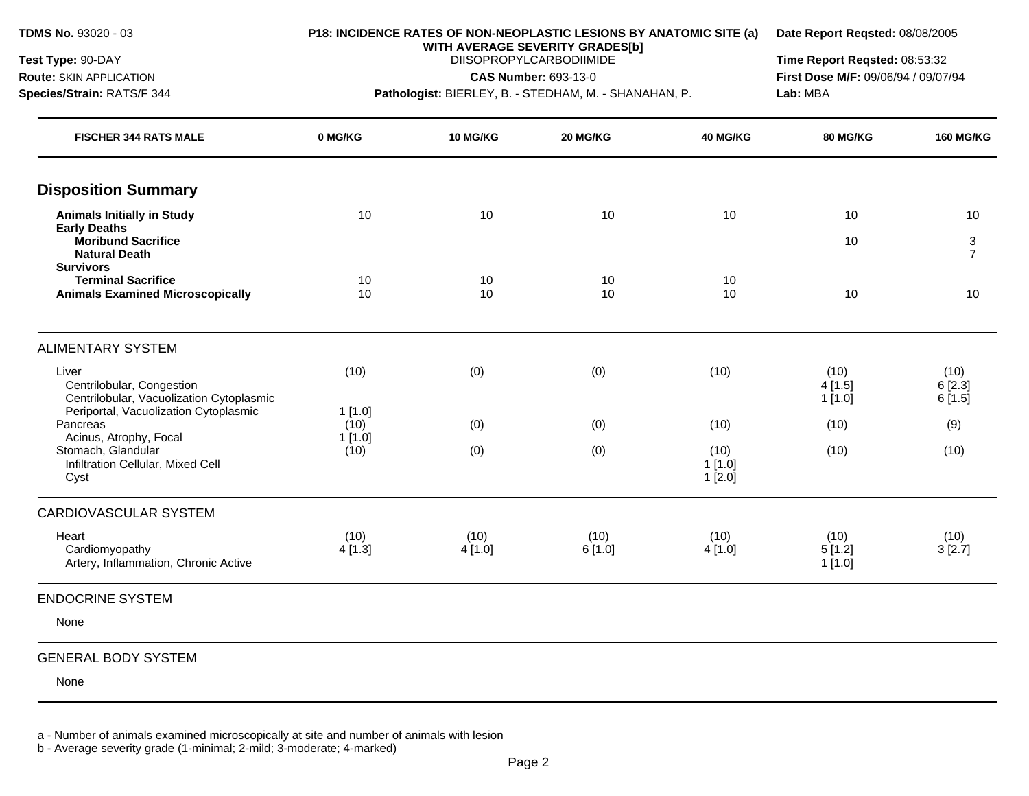**TDMS No.** 93020 - 03
**Test Type:** 90-DAY
**Route:** SKIN APPLICATION
**Species/Strain:** RATS/F 344

**P18: INCIDENCE RATES OF NON-NEOPLASTIC LESIONS BY ANATOMIC SITE (a) WITH AVERAGE SEVERITY GRADES[b]**
DIISOPROPYLCARBODIIMIDE
**CAS Number:** 693-13-0
**Pathologist:** BIERLEY, B. - STEDHAM, M. - SHANAHAN, P.

**Date Report Reqsted:** 08/08/2005
**Time Report Reqsted:** 08:53:32
**First Dose M/F:** 09/06/94 / 09/07/94
**Lab:** MBA

| FISCHER 344 RATS MALE | 0 MG/KG | 10 MG/KG | 20 MG/KG | 40 MG/KG | 80 MG/KG | 160 MG/KG |
|---|---|---|---|---|---|---|
| **Disposition Summary** | | | | | | |
| **Animals Initially in Study** | 10 | 10 | 10 | 10 | 10 | 10 |
| **Early Deaths** | | | | | | |
| **Moribund Sacrifice** | | | | | 10 | 3 |
| **Natural Death** | | | | | | 7 |
| **Survivors** | | | | | | |
| **Terminal Sacrifice** | 10 | 10 | 10 | 10 | | |
| **Animals Examined Microscopically** | 10 | 10 | 10 | 10 | 10 | 10 |
| ALIMENTARY SYSTEM | | | | | | |
| Liver | (10) | (0) | (0) | (10) | (10) | (10) |
| Centrilobular, Congestion | | | | | 4 [1.5] | 6 [2.3] |
| Centrilobular, Vacuolization Cytoplasmic | | | | | 1 [1.0] | 6 [1.5] |
| Periportal, Vacuolization Cytoplasmic | 1 [1.0] | | | | | |
| Pancreas | (10) | (0) | (0) | (10) | (10) | (9) |
| Acinus, Atrophy, Focal | 1 [1.0] | | | | | |
| Stomach, Glandular | (10) | (0) | (0) | (10) | (10) | (10) |
| Infiltration Cellular, Mixed Cell | | | | 1 [1.0] | | |
| Cyst | | | | 1 [2.0] | | |
| CARDIOVASCULAR SYSTEM | | | | | | |
| Heart | (10) | (10) | (10) | (10) | (10) | (10) |
| Cardiomyopathy | 4 [1.3] | 4 [1.0] | 6 [1.0] | 4 [1.0] | 5 [1.2] | 3 [2.7] |
| Artery, Inflammation, Chronic Active | | | | | 1 [1.0] | |
| ENDOCRINE SYSTEM | | | | | | |
| None | | | | | | |
| GENERAL BODY SYSTEM | | | | | | |
| None | | | | | | |

a - Number of animals examined microscopically at site and number of animals with lesion
b - Average severity grade (1-minimal; 2-mild; 3-moderate; 4-marked)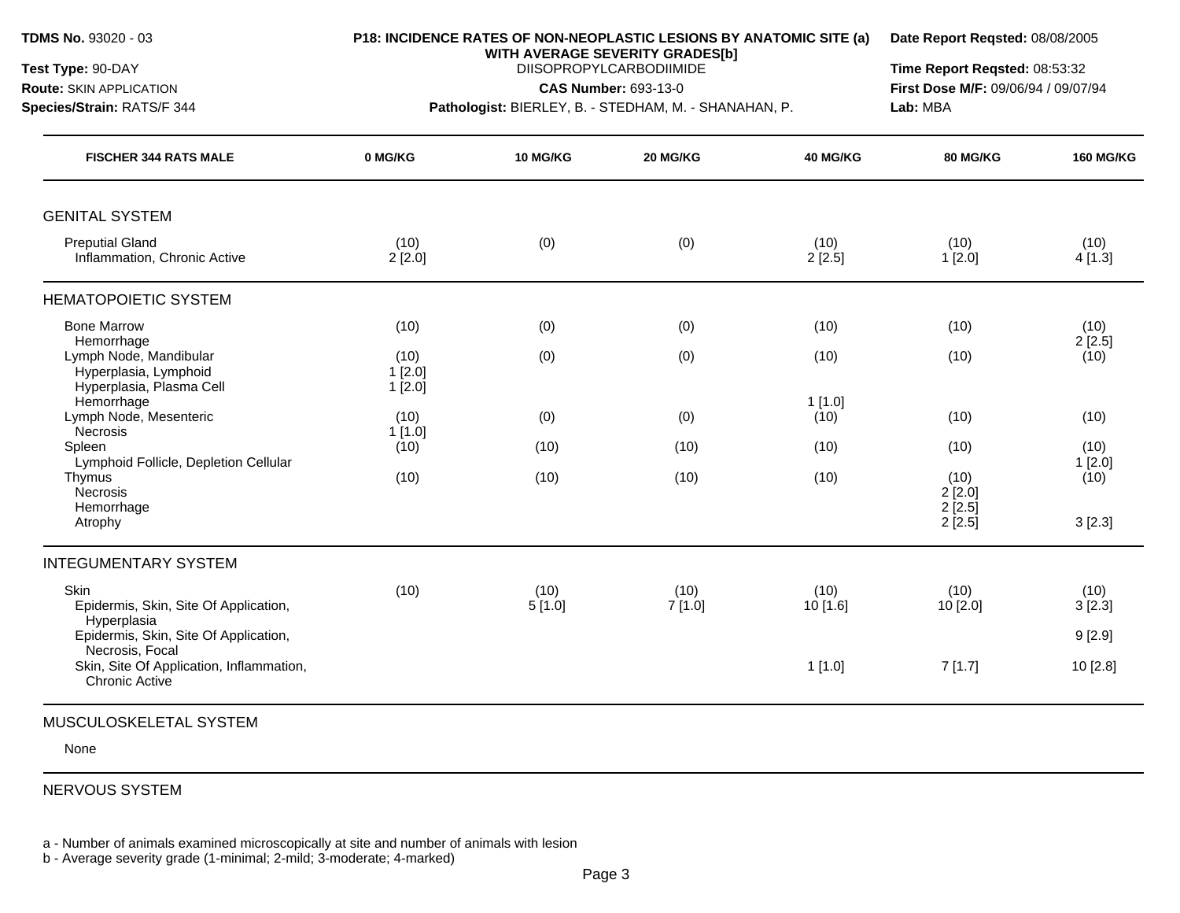**TDMS No.** 93020 - 03
**Test Type:** 90-DAY
**Route:** SKIN APPLICATION
**Species/Strain:** RATS/F 344

**P18: INCIDENCE RATES OF NON-NEOPLASTIC LESIONS BY ANATOMIC SITE (a) WITH AVERAGE SEVERITY GRADES[b]**
DIISOPROPYLCARBODIIMIDE
**CAS Number:** 693-13-0
**Pathologist:** BIERLEY, B. - STEDHAM, M. - SHANAHAN, P.

**Date Report Reqsted:** 08/08/2005
**Time Report Reqsted:** 08:53:32
**First Dose M/F:** 09/06/94 / 09/07/94
**Lab:** MBA

| FISCHER 344 RATS MALE | 0 MG/KG | 10 MG/KG | 20 MG/KG | 40 MG/KG | 80 MG/KG | 160 MG/KG |
|---|---|---|---|---|---|---|
| **GENITAL SYSTEM** | | | | | | |
| Preputial Gland | (10) | (0) | (0) | (10) | (10) | (10) |
| Inflammation, Chronic Active | 2 [2.0] | | | 2 [2.5] | 1 [2.0] | 4 [1.3] |
| **HEMATOPOIETIC SYSTEM** | | | | | | |
| Bone Marrow | (10) | (0) | (0) | (10) | (10) | (10) |
| Hemorrhage | | | | | | 2 [2.5] |
| Lymph Node, Mandibular | (10) | (0) | (0) | (10) | (10) | (10) |
| Hyperplasia, Lymphoid | 1 [2.0] | | | | | |
| Hyperplasia, Plasma Cell | 1 [2.0] | | | | | |
| Hemorrhage | | | | 1 [1.0] | | |
| Lymph Node, Mesenteric | (10) | (0) | (0) | (10) | (10) | (10) |
| Necrosis | 1 [1.0] | | | | | |
| Spleen | (10) | (10) | (10) | (10) | (10) | (10) |
| Lymphoid Follicle, Depletion Cellular | | | | | | 1 [2.0] |
| Thymus | (10) | (10) | (10) | (10) | (10) | (10) |
| Necrosis | | | | | 2 [2.0] | |
| Hemorrhage | | | | | 2 [2.5] | |
| Atrophy | | | | | 2 [2.5] | 3 [2.3] |
| **INTEGUMENTARY SYSTEM** | | | | | | |
| Skin | (10) | (10) | (10) | (10) | (10) | (10) |
| Epidermis, Skin, Site Of Application, Hyperplasia | | 5 [1.0] | 7 [1.0] | 10 [1.6] | 10 [2.0] | 3 [2.3] |
| Epidermis, Skin, Site Of Application, Necrosis, Focal | | | | | | 9 [2.9] |
| Skin, Site Of Application, Inflammation, Chronic Active | | | | 1 [1.0] | 7 [1.7] | 10 [2.8] |
| **MUSCULOSKELETAL SYSTEM** | | | | | | |
| None | | | | | | |
| **NERVOUS SYSTEM** | | | | | | |

a - Number of animals examined microscopically at site and number of animals with lesion
b - Average severity grade (1-minimal; 2-mild; 3-moderate; 4-marked)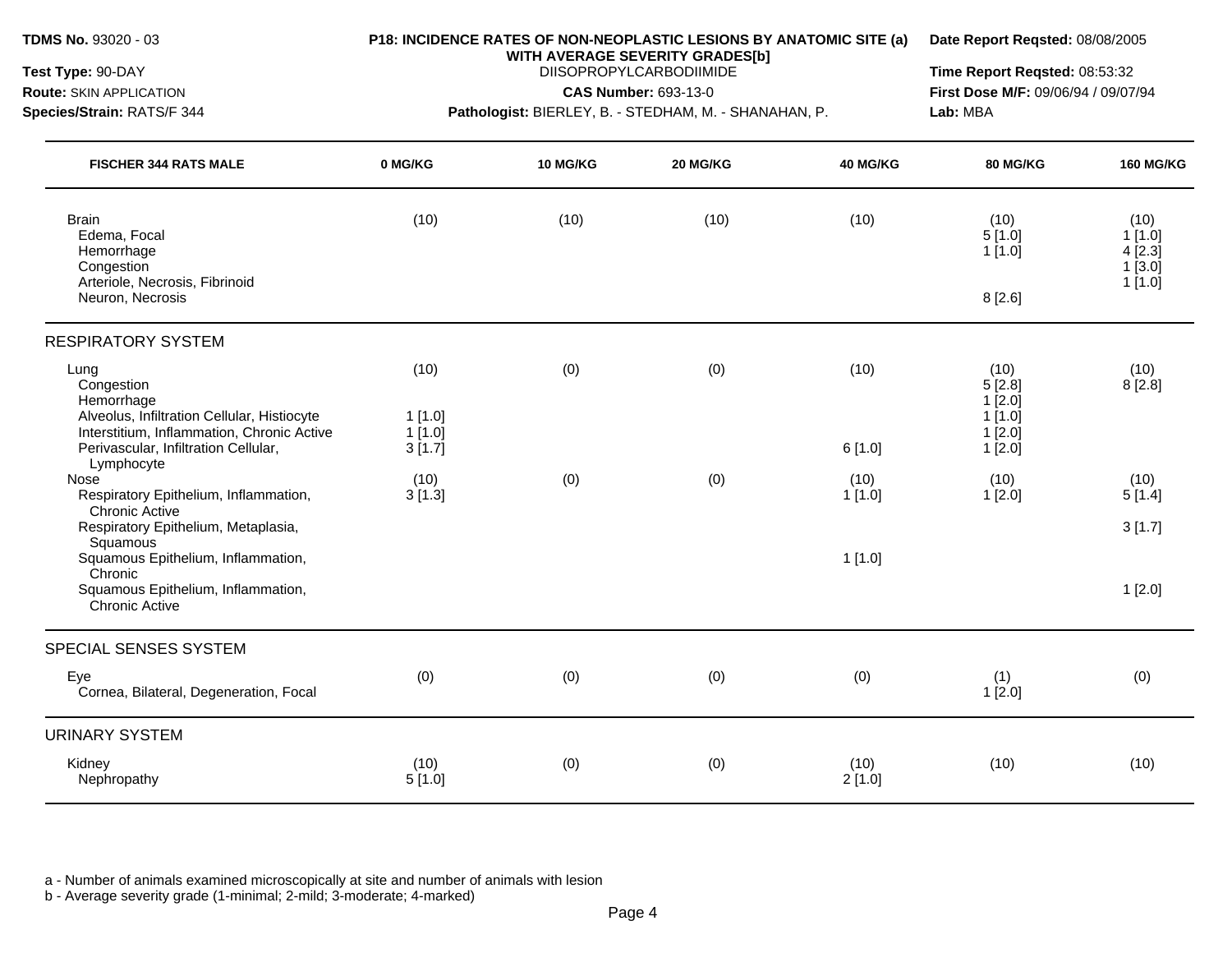**TDMS No.** 93020 - 03
**Test Type:** 90-DAY
**Route:** SKIN APPLICATION
**Species/Strain:** RATS/F 344

**P18: INCIDENCE RATES OF NON-NEOPLASTIC LESIONS BY ANATOMIC SITE (a) WITH AVERAGE SEVERITY GRADES[b]**
DIISOPROPYLCARBODIIMIDE
**CAS Number:** 693-13-0
**Pathologist:** BIERLEY, B. - STEDHAM, M. - SHANAHAN, P.

**Date Report Reqsted:** 08/08/2005
**Time Report Reqsted:** 08:53:32
**First Dose M/F:** 09/06/94 / 09/07/94
**Lab:** MBA

| FISCHER 344 RATS MALE | 0 MG/KG | 10 MG/KG | 20 MG/KG | 40 MG/KG | 80 MG/KG | 160 MG/KG |
|---|---|---|---|---|---|---|
| Brain | (10) | (10) | (10) | (10) | (10) | (10) |
| Edema, Focal | | | | | 5 [1.0] | 1 [1.0] |
| Hemorrhage | | | | | 1 [1.0] | 4 [2.3] |
| Congestion | | | | | | 1 [3.0] |
| Arteriole, Necrosis, Fibrinoid | | | | | | 1 [1.0] |
| Neuron, Necrosis | | | | | 8 [2.6] | |
| **RESPIRATORY SYSTEM** | | | | | | |
| Lung | (10) | (0) | (0) | (10) | (10) | (10) |
| Congestion | | | | | 5 [2.8] | 8 [2.8] |
| Hemorrhage | | | | | 1 [2.0] | |
| Alveolus, Infiltration Cellular, Histiocyte | 1 [1.0] | | | | 1 [1.0] | |
| Interstitium, Inflammation, Chronic Active | 1 [1.0] | | | | 1 [2.0] | |
| Perivascular, Infiltration Cellular, Lymphocyte | 3 [1.7] | | | 6 [1.0] | 1 [2.0] | |
| Nose | (10) | (0) | (0) | (10) | (10) | (10) |
| Respiratory Epithelium, Inflammation, Chronic Active | 3 [1.3] | | | 1 [1.0] | 1 [2.0] | 5 [1.4] |
| Respiratory Epithelium, Metaplasia, Squamous | | | | | | 3 [1.7] |
| Squamous Epithelium, Inflammation, Chronic | | | | 1 [1.0] | | |
| Squamous Epithelium, Inflammation, Chronic Active | | | | | | 1 [2.0] |
| **SPECIAL SENSES SYSTEM** | | | | | | |
| Eye | (0) | (0) | (0) | (0) | (1) | (0) |
| Cornea, Bilateral, Degeneration, Focal | | | | | 1 [2.0] | |
| **URINARY SYSTEM** | | | | | | |
| Kidney | (10) | (0) | (0) | (10) | (10) | (10) |
| Nephropathy | 5 [1.0] | | | 2 [1.0] | | |

a - Number of animals examined microscopically at site and number of animals with lesion
b - Average severity grade (1-minimal; 2-mild; 3-moderate; 4-marked)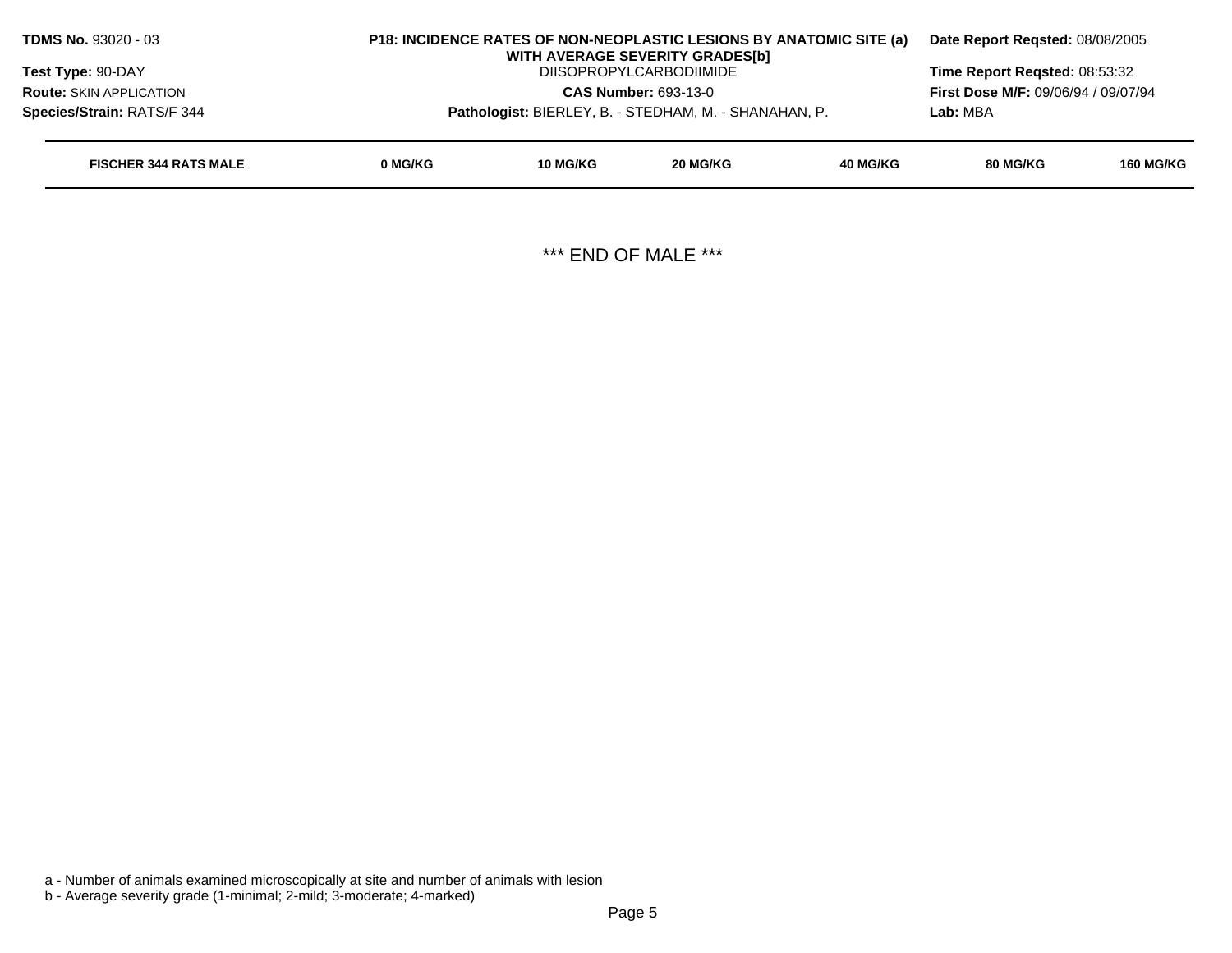**TDMS No.** 93020 - 03
**Test Type:** 90-DAY
**Route:** SKIN APPLICATION
**Species/Strain:** RATS/F 344

**P18: INCIDENCE RATES OF NON-NEOPLASTIC LESIONS BY ANATOMIC SITE (a) WITH AVERAGE SEVERITY GRADES[b]**
DIISOPROPYLCARBODIIMIDE
**CAS Number:** 693-13-0
**Pathologist:** BIERLEY, B. - STEDHAM, M. - SHANAHAN, P.

**Date Report Reqsted:** 08/08/2005
**Time Report Reqsted:** 08:53:32
**First Dose M/F:** 09/06/94 / 09/07/94
**Lab:** MBA

| FISCHER 344 RATS MALE | 0 MG/KG | 10 MG/KG | 20 MG/KG | 40 MG/KG | 80 MG/KG | 160 MG/KG |
|---|---|---|---|---|---|---|

*** END OF MALE ***

a - Number of animals examined microscopically at site and number of animals with lesion
b - Average severity grade (1-minimal; 2-mild; 3-moderate; 4-marked)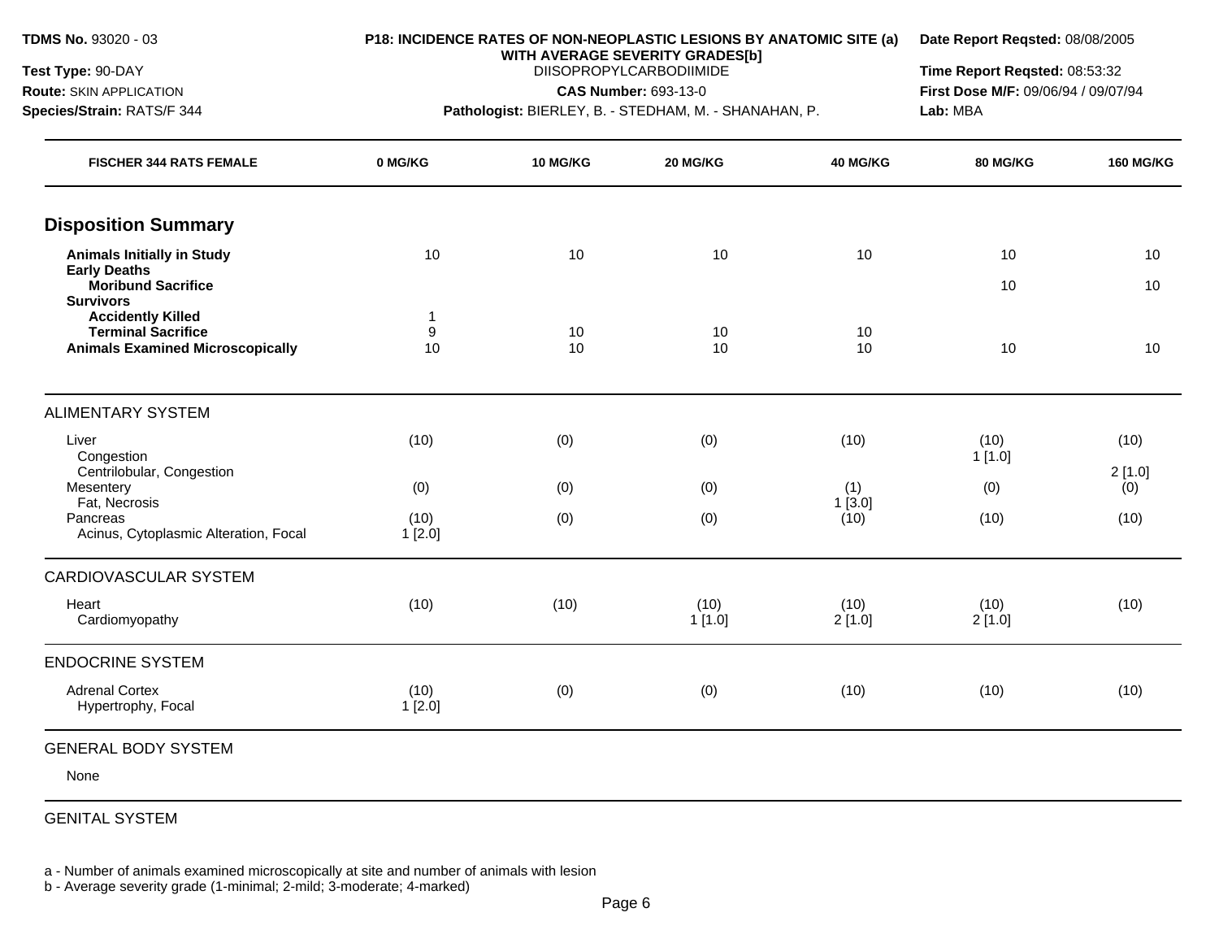**TDMS No.** 93020 - 03
**Test Type:** 90-DAY
**Route:** SKIN APPLICATION
**Species/Strain:** RATS/F 344

**P18: INCIDENCE RATES OF NON-NEOPLASTIC LESIONS BY ANATOMIC SITE (a) WITH AVERAGE SEVERITY GRADES[b]**
DIISOPROPYLCARBODIIMIDE
**CAS Number:** 693-13-0
**Pathologist:** BIERLEY, B. - STEDHAM, M. - SHANAHAN, P.

**Date Report Reqsted:** 08/08/2005
**Time Report Reqsted:** 08:53:32
**First Dose M/F:** 09/06/94 / 09/07/94
**Lab:** MBA

| FISCHER 344 RATS FEMALE | 0 MG/KG | 10 MG/KG | 20 MG/KG | 40 MG/KG | 80 MG/KG | 160 MG/KG |
|---|---|---|---|---|---|---|
| **Disposition Summary** | | | | | | |
| **Animals Initially in Study** | 10 | 10 | 10 | 10 | 10 | 10 |
| **Early Deaths** | | | | | | |
| **Moribund Sacrifice** | | | | | 10 | 10 |
| **Survivors** | | | | | | |
| **Accidently Killed** | 1 | | | | | |
| **Terminal Sacrifice** | 9 | 10 | 10 | 10 | | |
| **Animals Examined Microscopically** | 10 | 10 | 10 | 10 | 10 | 10 |
| ALIMENTARY SYSTEM | | | | | | |
| Liver | (10) | (0) | (0) | (10) | (10) | (10) |
| Congestion | | | | | 1 [1.0] | |
| Centrilobular, Congestion | | | | | | 2 [1.0] |
| Mesentery | (0) | (0) | (0) | (1) | (0) | (0) |
| Fat, Necrosis | | | | 1 [3.0] | | |
| Pancreas | (10) | (0) | (0) | (10) | (10) | (10) |
| Acinus, Cytoplasmic Alteration, Focal | 1 [2.0] | | | | | |
| CARDIOVASCULAR SYSTEM | | | | | | |
| Heart | (10) | (10) | (10) | (10) | (10) | (10) |
| Cardiomyopathy | | | 1 [1.0] | 2 [1.0] | 2 [1.0] | |
| ENDOCRINE SYSTEM | | | | | | |
| Adrenal Cortex | (10) | (0) | (0) | (10) | (10) | (10) |
| Hypertrophy, Focal | 1 [2.0] | | | | | |
| GENERAL BODY SYSTEM | | | | | | |
| None | | | | | | |
| GENITAL SYSTEM | | | | | | |

a - Number of animals examined microscopically at site and number of animals with lesion
b - Average severity grade (1-minimal; 2-mild; 3-moderate; 4-marked)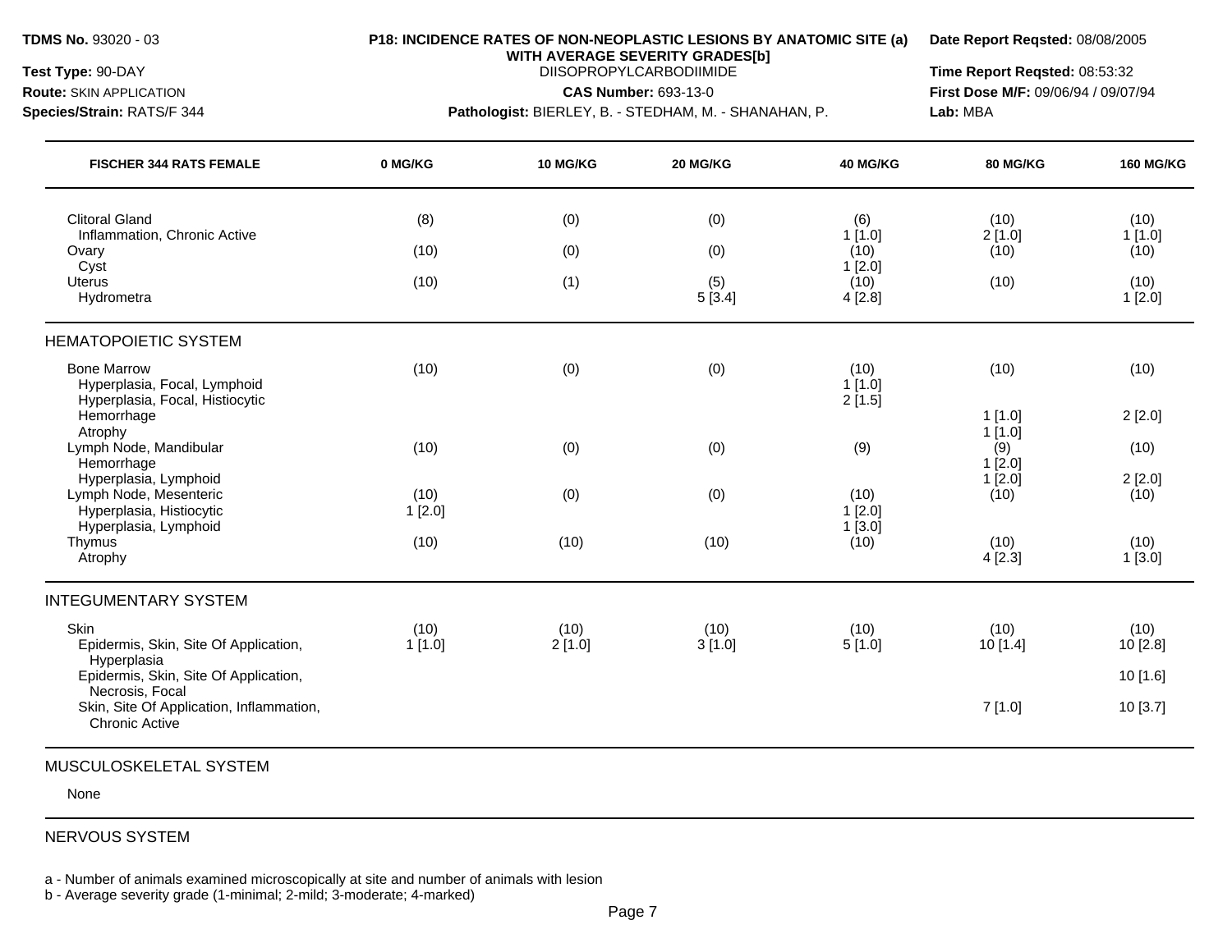**TDMS No.** 93020 - 03
**Test Type:** 90-DAY
**Route:** SKIN APPLICATION
**Species/Strain:** RATS/F 344

**P18: INCIDENCE RATES OF NON-NEOPLASTIC LESIONS BY ANATOMIC SITE (a) WITH AVERAGE SEVERITY GRADES[b]**
DIISOPROPYLCARBODIIMIDE
**CAS Number:** 693-13-0
**Pathologist:** BIERLEY, B. - STEDHAM, M. - SHANAHAN, P.

**Date Report Reqsted:** 08/08/2005
**Time Report Reqsted:** 08:53:32
**First Dose M/F:** 09/06/94 / 09/07/94
**Lab:** MBA

| FISCHER 344 RATS FEMALE | 0 MG/KG | 10 MG/KG | 20 MG/KG | 40 MG/KG | 80 MG/KG | 160 MG/KG |
|---|---|---|---|---|---|---|
| Clitoral Gland | (8) | (0) | (0) | (6) | (10) | (10) |
| Inflammation, Chronic Active | | | | 1 [1.0] | 2 [1.0] | 1 [1.0] |
| Ovary | (10) | (0) | (0) | (10) | (10) | (10) |
| Cyst | | | | 1 [2.0] | | |
| Uterus | (10) | (1) | (5) | (10) | (10) | (10) |
| Hydrometra | | | 5 [3.4] | 4 [2.8] | | 1 [2.0] |
| **HEMATOPOIETIC SYSTEM** | | | | | | |
| Bone Marrow | (10) | (0) | (0) | (10) | (10) | (10) |
| Hyperplasia, Focal, Lymphoid | | | | 1 [1.0] | | |
| Hyperplasia, Focal, Histiocytic | | | | 2 [1.5] | | |
| Hemorrhage | | | | | 1 [1.0] | 2 [2.0] |
| Atrophy | | | | | 1 [1.0] | |
| Lymph Node, Mandibular | (10) | (0) | (0) | (9) | (9) | (10) |
| Hemorrhage | | | | | 1 [2.0] | |
| Hyperplasia, Lymphoid | | | | | 1 [2.0] | 2 [2.0] |
| Lymph Node, Mesenteric | (10) | (0) | (0) | (10) | (10) | (10) |
| Hyperplasia, Histiocytic | 1 [2.0] | | | 1 [2.0] | | |
| Hyperplasia, Lymphoid | | | | 1 [3.0] | | |
| Thymus | (10) | (10) | (10) | (10) | (10) | (10) |
| Atrophy | | | | | 4 [2.3] | 1 [3.0] |
| **INTEGUMENTARY SYSTEM** | | | | | | |
| Skin | (10) | (10) | (10) | (10) | (10) | (10) |
| Epidermis, Skin, Site Of Application, Hyperplasia | 1 [1.0] | 2 [1.0] | 3 [1.0] | 5 [1.0] | 10 [1.4] | 10 [2.8] |
| Epidermis, Skin, Site Of Application, Necrosis, Focal | | | | | | 10 [1.6] |
| Skin, Site Of Application, Inflammation, Chronic Active | | | | | 7 [1.0] | 10 [3.7] |
| **MUSCULOSKELETAL SYSTEM** | | | | | | |
| None | | | | | | |
| **NERVOUS SYSTEM** | | | | | | |

a - Number of animals examined microscopically at site and number of animals with lesion
b - Average severity grade (1-minimal; 2-mild; 3-moderate; 4-marked)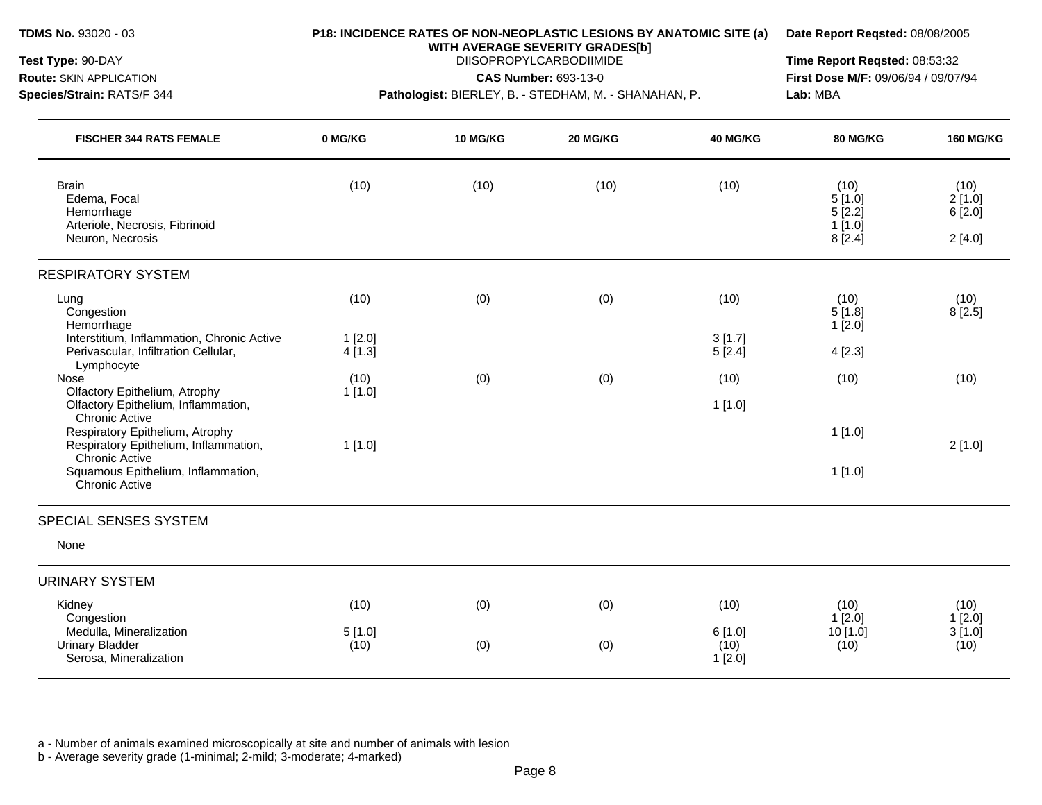**TDMS No.** 93020 - 03
**Test Type:** 90-DAY
**Route:** SKIN APPLICATION
**Species/Strain:** RATS/F 344

**P18: INCIDENCE RATES OF NON-NEOPLASTIC LESIONS BY ANATOMIC SITE (a) WITH AVERAGE SEVERITY GRADES[b]**
DIISOPROPYLCARBODIIMIDE
**CAS Number:** 693-13-0
**Pathologist:** BIERLEY, B. - STEDHAM, M. - SHANAHAN, P.

**Date Report Reqsted:** 08/08/2005
**Time Report Reqsted:** 08:53:32
**First Dose M/F:** 09/06/94 / 09/07/94
**Lab:** MBA

| FISCHER 344 RATS FEMALE | 0 MG/KG | 10 MG/KG | 20 MG/KG | 40 MG/KG | 80 MG/KG | 160 MG/KG |
|---|---|---|---|---|---|---|
| Brain | (10) | (10) | (10) | (10) | (10) | (10) |
| Edema, Focal | | | | | 5 [1.0] | 2 [1.0] |
| Hemorrhage | | | | | 5 [2.2] | 6 [2.0] |
| Arteriole, Necrosis, Fibrinoid | | | | | 1 [1.0] | |
| Neuron, Necrosis | | | | | 8 [2.4] | 2 [4.0] |
| **RESPIRATORY SYSTEM** | | | | | | |
| Lung | (10) | (0) | (0) | (10) | (10) | (10) |
| Congestion | | | | | 5 [1.8] | 8 [2.5] |
| Hemorrhage | | | | | 1 [2.0] | |
| Interstitium, Inflammation, Chronic Active | 1 [2.0] | | | 3 [1.7] | | |
| Perivascular, Infiltration Cellular, Lymphocyte | 4 [1.3] | | | 5 [2.4] | 4 [2.3] | |
| Nose | (10) | (0) | (0) | (10) | (10) | (10) |
| Olfactory Epithelium, Atrophy | 1 [1.0] | | | | | |
| Olfactory Epithelium, Inflammation, Chronic Active | | | | 1 [1.0] | | |
| Respiratory Epithelium, Atrophy | | | | | 1 [1.0] | |
| Respiratory Epithelium, Inflammation, Chronic Active | 1 [1.0] | | | | | 2 [1.0] |
| Squamous Epithelium, Inflammation, Chronic Active | | | | | 1 [1.0] | |
| **SPECIAL SENSES SYSTEM** | | | | | | |
| None | | | | | | |
| **URINARY SYSTEM** | | | | | | |
| Kidney | (10) | (0) | (0) | (10) | (10) | (10) |
| Congestion | | | | | 1 [2.0] | 1 [2.0] |
| Medulla, Mineralization | 5 [1.0] | | | 6 [1.0] | 10 [1.0] | 3 [1.0] |
| Urinary Bladder | (10) | (0) | (0) | (10) | (10) | (10) |
| Serosa, Mineralization | | | | 1 [2.0] | | |

a - Number of animals examined microscopically at site and number of animals with lesion
b - Average severity grade (1-minimal; 2-mild; 3-moderate; 4-marked)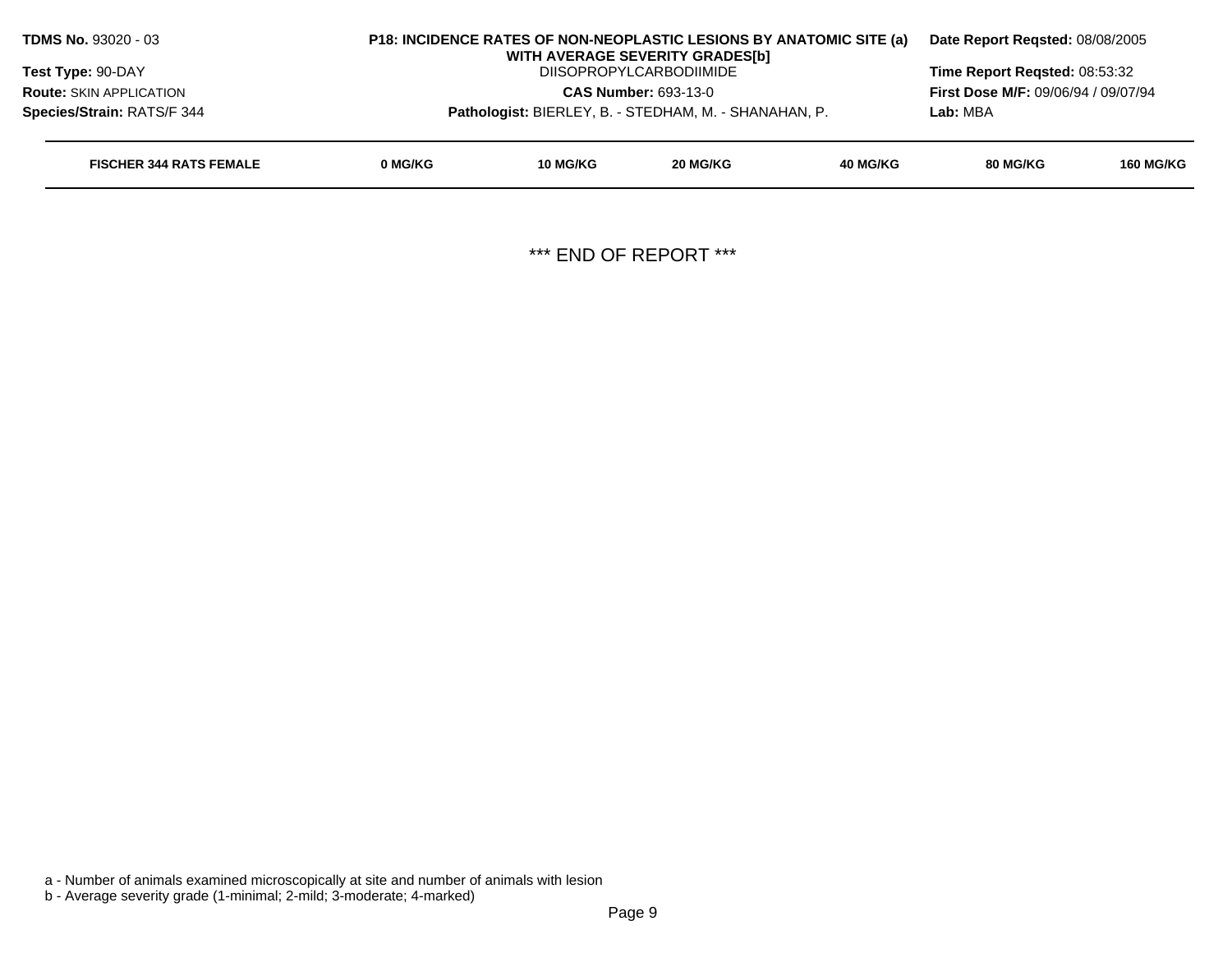**TDMS No.** 93020 - 03
**Test Type:** 90-DAY
**Route:** SKIN APPLICATION
**Species/Strain:** RATS/F 344

**P18: INCIDENCE RATES OF NON-NEOPLASTIC LESIONS BY ANATOMIC SITE (a) WITH AVERAGE SEVERITY GRADES[b]**
DIISOPROPYLCARBODIIMIDE
**CAS Number:** 693-13-0
**Pathologist:** BIERLEY, B. - STEDHAM, M. - SHANAHAN, P.

**Date Report Reqsted:** 08/08/2005
**Time Report Reqsted:** 08:53:32
**First Dose M/F:** 09/06/94 / 09/07/94
**Lab:** MBA

| FISCHER 344 RATS FEMALE | 0 MG/KG | 10 MG/KG | 20 MG/KG | 40 MG/KG | 80 MG/KG | 160 MG/KG |
|---|---|---|---|---|---|---|

\*\*\* END OF REPORT \*\*\*

a - Number of animals examined microscopically at site and number of animals with lesion
b - Average severity grade (1-minimal; 2-mild; 3-moderate; 4-marked)